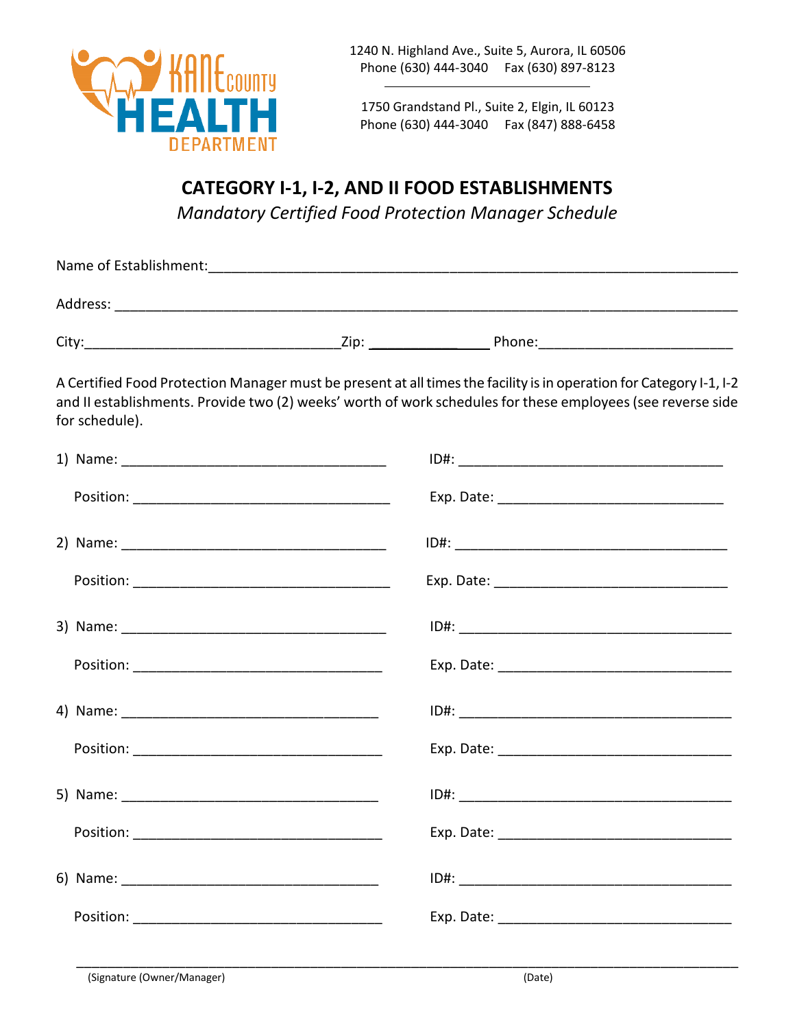Kane County Health Department

1240 N. Highland Ave., Suite 5, Aurora, IL 60506
Phone (630) 444-3040 Fax (630) 897-8123

1750 Grandstand Pl., Suite 2, Elgin, IL 60123
Phone (630) 444-3040 Fax (847) 888-6458

# CATEGORY I-1, I-2, AND II FOOD ESTABLISHMENTS

*Mandatory Certified Food Protection Manager Schedule*

Name of Establishment:\_\_\_\_\_\_\_\_\_\_\_\_\_\_\_\_\_\_\_\_\_\_\_\_\_\_\_\_\_\_\_\_\_\_\_\_\_\_\_\_\_\_\_\_

Address: \_\_\_\_\_\_\_\_\_\_\_\_\_\_\_\_\_\_\_\_\_\_\_\_\_\_\_\_\_\_\_\_\_\_\_\_\_\_\_\_\_\_\_\_\_\_\_\_

City:\_\_\_\_\_\_\_\_\_\_\_\_\_\_\_\_\_\_\_\_ Zip: \_\_\_\_\_\_\_\_\_\_ Phone:\_\_\_\_\_\_\_\_\_\_\_\_\_\_\_\_

A Certified Food Protection Manager must be present at all times the facility is in operation for Category I-1, I-2 and II establishments. Provide two (2) weeks' worth of work schedules for these employees (see reverse side for schedule).

1) Name: \_\_\_\_\_\_\_\_\_\_\_\_\_\_\_\_\_\_\_\_ ID#: \_\_\_\_\_\_\_\_\_\_\_\_\_\_\_\_\_\_\_\_
   Position: \_\_\_\_\_\_\_\_\_\_\_\_\_\_\_\_\_\_\_\_ Exp. Date: \_\_\_\_\_\_\_\_\_\_\_\_\_\_\_\_\_\_\_\_

2) Name: \_\_\_\_\_\_\_\_\_\_\_\_\_\_\_\_\_\_\_\_ ID#: \_\_\_\_\_\_\_\_\_\_\_\_\_\_\_\_\_\_\_\_
   Position: \_\_\_\_\_\_\_\_\_\_\_\_\_\_\_\_\_\_\_\_ Exp. Date: \_\_\_\_\_\_\_\_\_\_\_\_\_\_\_\_\_\_\_\_

3) Name: \_\_\_\_\_\_\_\_\_\_\_\_\_\_\_\_\_\_\_\_ ID#: \_\_\_\_\_\_\_\_\_\_\_\_\_\_\_\_\_\_\_\_
   Position: \_\_\_\_\_\_\_\_\_\_\_\_\_\_\_\_\_\_\_\_ Exp. Date: \_\_\_\_\_\_\_\_\_\_\_\_\_\_\_\_\_\_\_\_

4) Name: \_\_\_\_\_\_\_\_\_\_\_\_\_\_\_\_\_\_\_\_ ID#: \_\_\_\_\_\_\_\_\_\_\_\_\_\_\_\_\_\_\_\_
   Position: \_\_\_\_\_\_\_\_\_\_\_\_\_\_\_\_\_\_\_\_ Exp. Date: \_\_\_\_\_\_\_\_\_\_\_\_\_\_\_\_\_\_\_\_

5) Name: \_\_\_\_\_\_\_\_\_\_\_\_\_\_\_\_\_\_\_\_ ID#: \_\_\_\_\_\_\_\_\_\_\_\_\_\_\_\_\_\_\_\_
   Position: \_\_\_\_\_\_\_\_\_\_\_\_\_\_\_\_\_\_\_\_ Exp. Date: \_\_\_\_\_\_\_\_\_\_\_\_\_\_\_\_\_\_\_\_

6) Name: \_\_\_\_\_\_\_\_\_\_\_\_\_\_\_\_\_\_\_\_ ID#: \_\_\_\_\_\_\_\_\_\_\_\_\_\_\_\_\_\_\_\_
   Position: \_\_\_\_\_\_\_\_\_\_\_\_\_\_\_\_\_\_\_\_ Exp. Date: \_\_\_\_\_\_\_\_\_\_\_\_\_\_\_\_\_\_\_\_

\_\_\_\_\_\_\_\_\_\_\_\_\_\_\_\_\_\_\_\_\_\_\_\_\_\_\_\_\_\_\_\_\_\_\_\_\_\_\_\_\_\_\_\_\_\_\_\_

(Signature (Owner/Manager) (Date)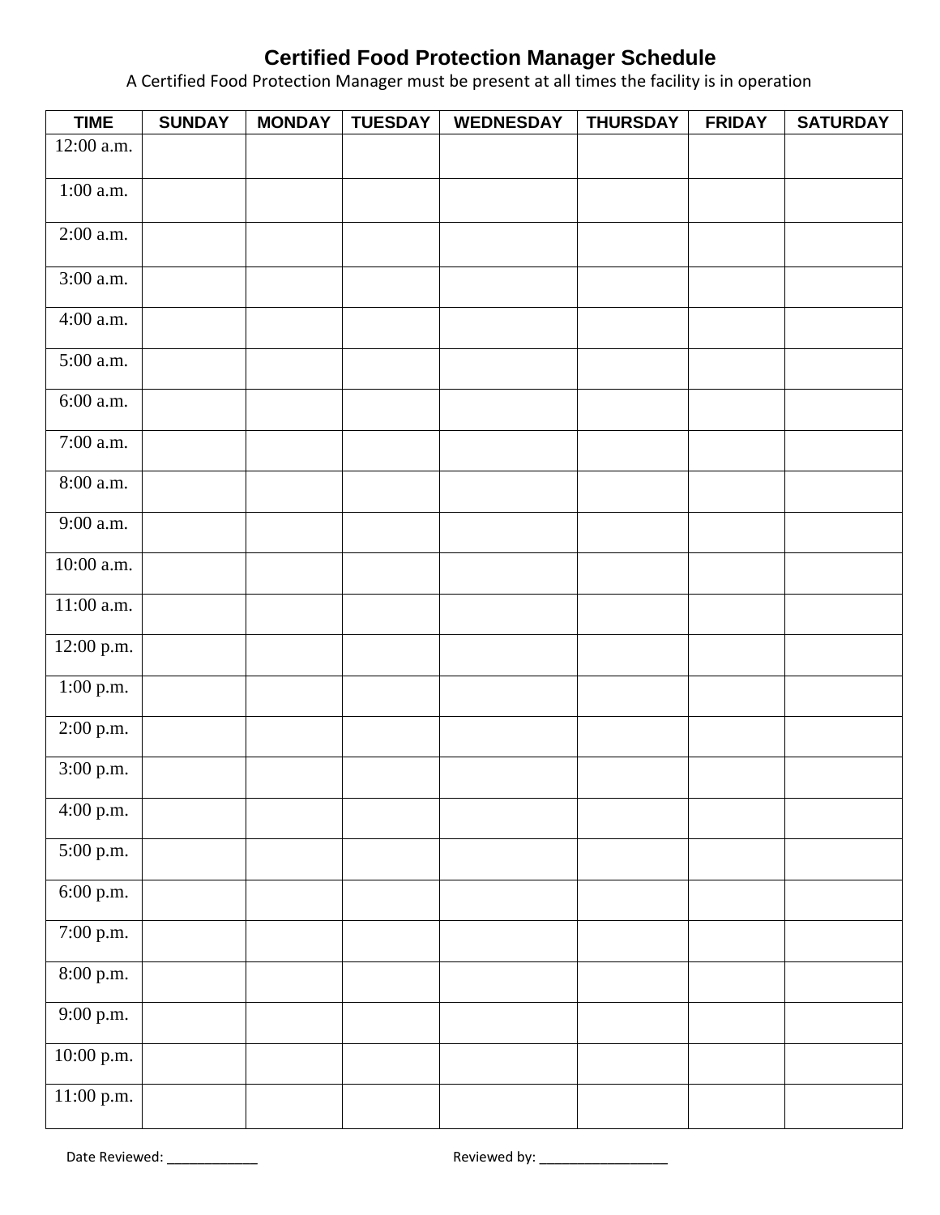# Certified Food Protection Manager Schedule

A Certified Food Protection Manager must be present at all times the facility is in operation

| TIME | SUNDAY | MONDAY | TUESDAY | WEDNESDAY | THURSDAY | FRIDAY | SATURDAY |
|---|---|---|---|---|---|---|---|
| 12:00 a.m. | | | | | | | |
| 1:00 a.m. | | | | | | | |
| 2:00 a.m. | | | | | | | |
| 3:00 a.m. | | | | | | | |
| 4:00 a.m. | | | | | | | |
| 5:00 a.m. | | | | | | | |
| 6:00 a.m. | | | | | | | |
| 7:00 a.m. | | | | | | | |
| 8:00 a.m. | | | | | | | |
| 9:00 a.m. | | | | | | | |
| 10:00 a.m. | | | | | | | |
| 11:00 a.m. | | | | | | | |
| 12:00 p.m. | | | | | | | |
| 1:00 p.m. | | | | | | | |
| 2:00 p.m. | | | | | | | |
| 3:00 p.m. | | | | | | | |
| 4:00 p.m. | | | | | | | |
| 5:00 p.m. | | | | | | | |
| 6:00 p.m. | | | | | | | |
| 7:00 p.m. | | | | | | | |
| 8:00 p.m. | | | | | | | |
| 9:00 p.m. | | | | | | | |
| 10:00 p.m. | | | | | | | |
| 11:00 p.m. | | | | | | | |

Date Reviewed: ____________ Reviewed by: _________________